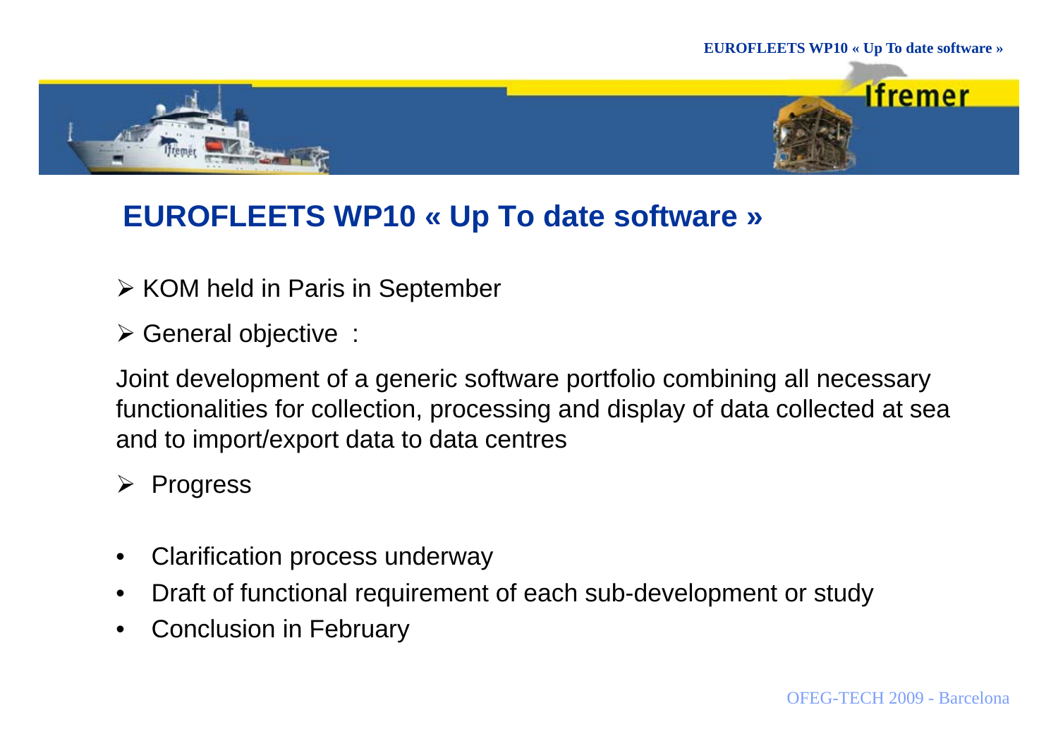# EUROFLEETS WP10 « Up To date software »

- KOM held in Paris in September
- General objective :

Joint development of a generic software portfolio combining all necessary functionalities for collection, processing and display of data collected at sea and to import/export data to data centres

- Progress

- Clarification process underway
- Draft of functional requirement of each sub-development or study
- Conclusion in February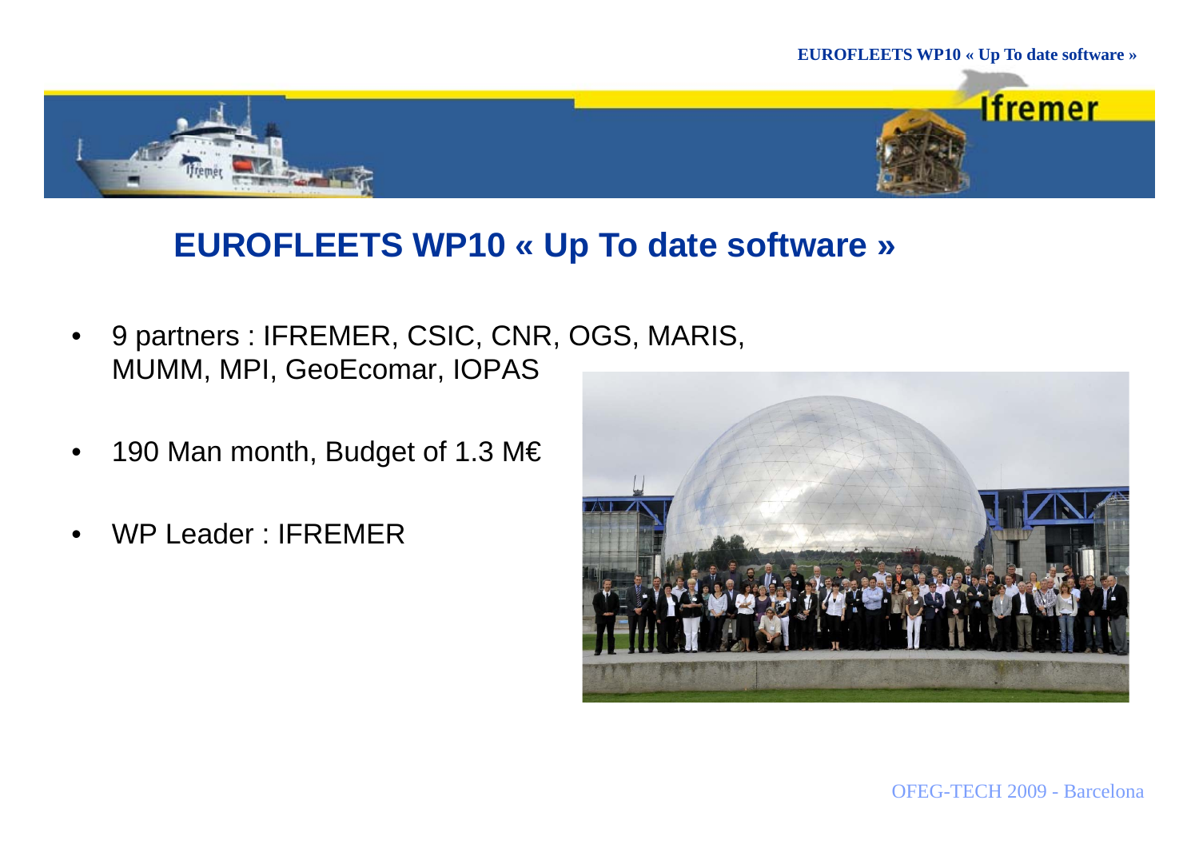# EUROFLEETS WP10 « Up To date software »

- 9 partners : IFREMER, CSIC, CNR, OGS, MARIS, MUMM, MPI, GeoEcomar, IOPAS
- 190 Man month, Budget of 1.3 M€
- WP Leader : IFREMER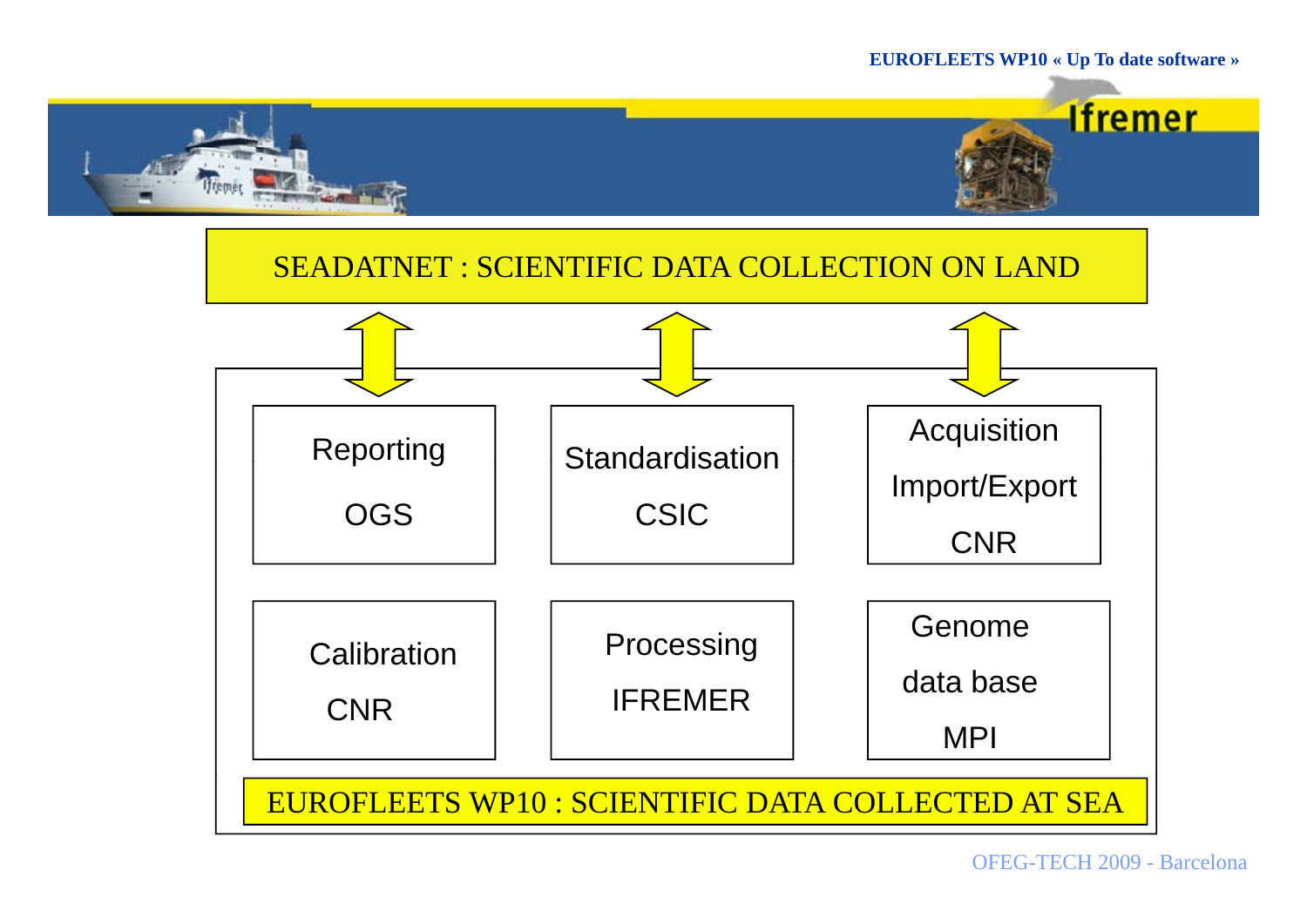SEADATNET : SCIENTIFIC DATA COLLECTION ON LAND

| | | |
|---|---|---|
| Reporting<br>OGS | Standardisation<br>CSIC | Acquisition<br>Import/Export<br>CNR |
| Calibration<br>CNR | Processing<br>IFREMER | Genome<br>data base<br>MPI |

EUROFLEETS WP10 : SCIENTIFIC DATA COLLECTED AT SEA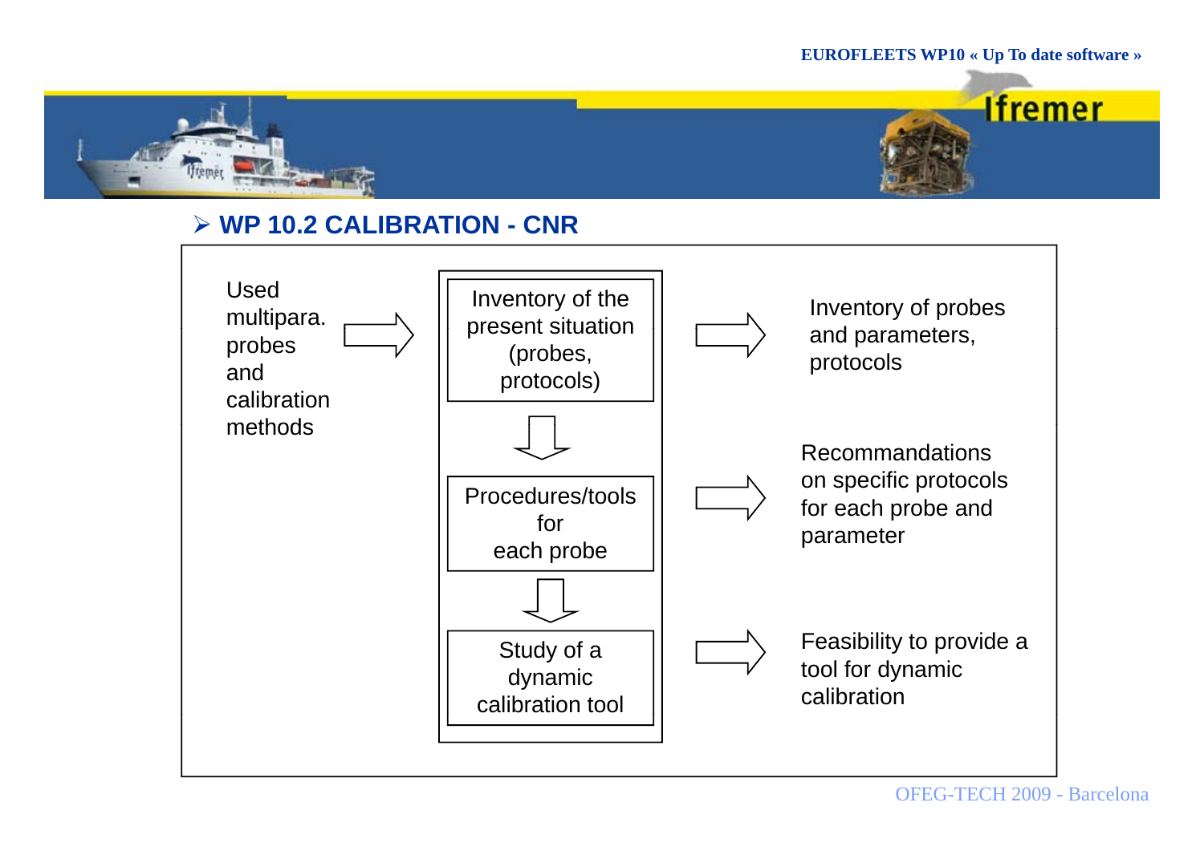## WP 10.2 CALIBRATION - CNR

Used multipara. probes and calibration methods

→

Inventory of the present situation (probes, protocols)

↓

Procedures/tools for each probe

↓

Study of a dynamic calibration tool

Inventory of the present situation (probes, protocols) → Inventory of probes and parameters, protocols

Procedures/tools for each probe → Recommandations on specific protocols for each probe and parameter

Study of a dynamic calibration tool → Feasibility to provide a tool for dynamic calibration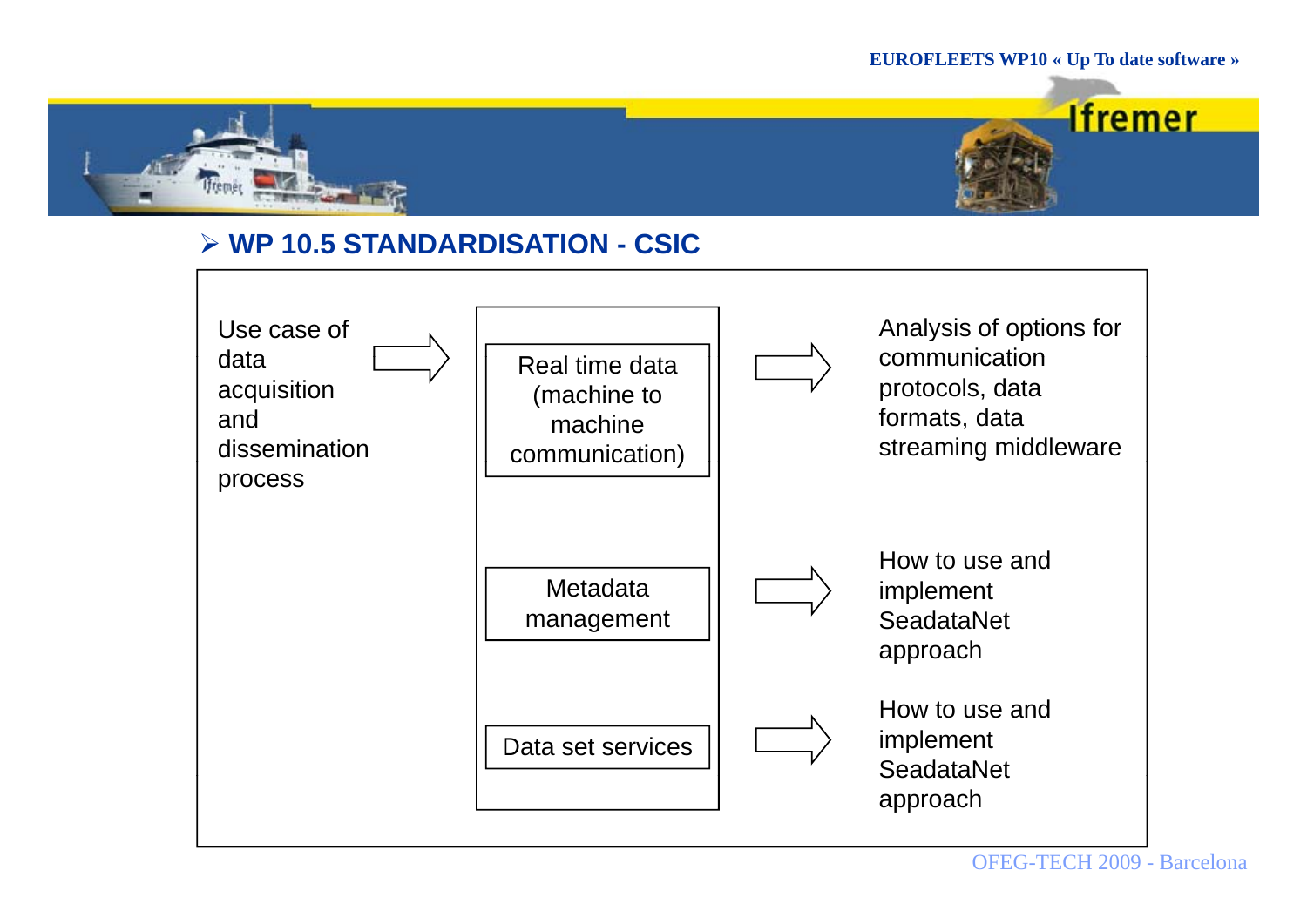## WP 10.5 STANDARDISATION - CSIC

Use case of data acquisition and dissemination process →

- Real time data (machine to machine communication) → Analysis of options for communication protocols, data formats, data streaming middleware
- Metadata management → How to use and implement SeadataNet approach
- Data set services → How to use and implement SeadataNet approach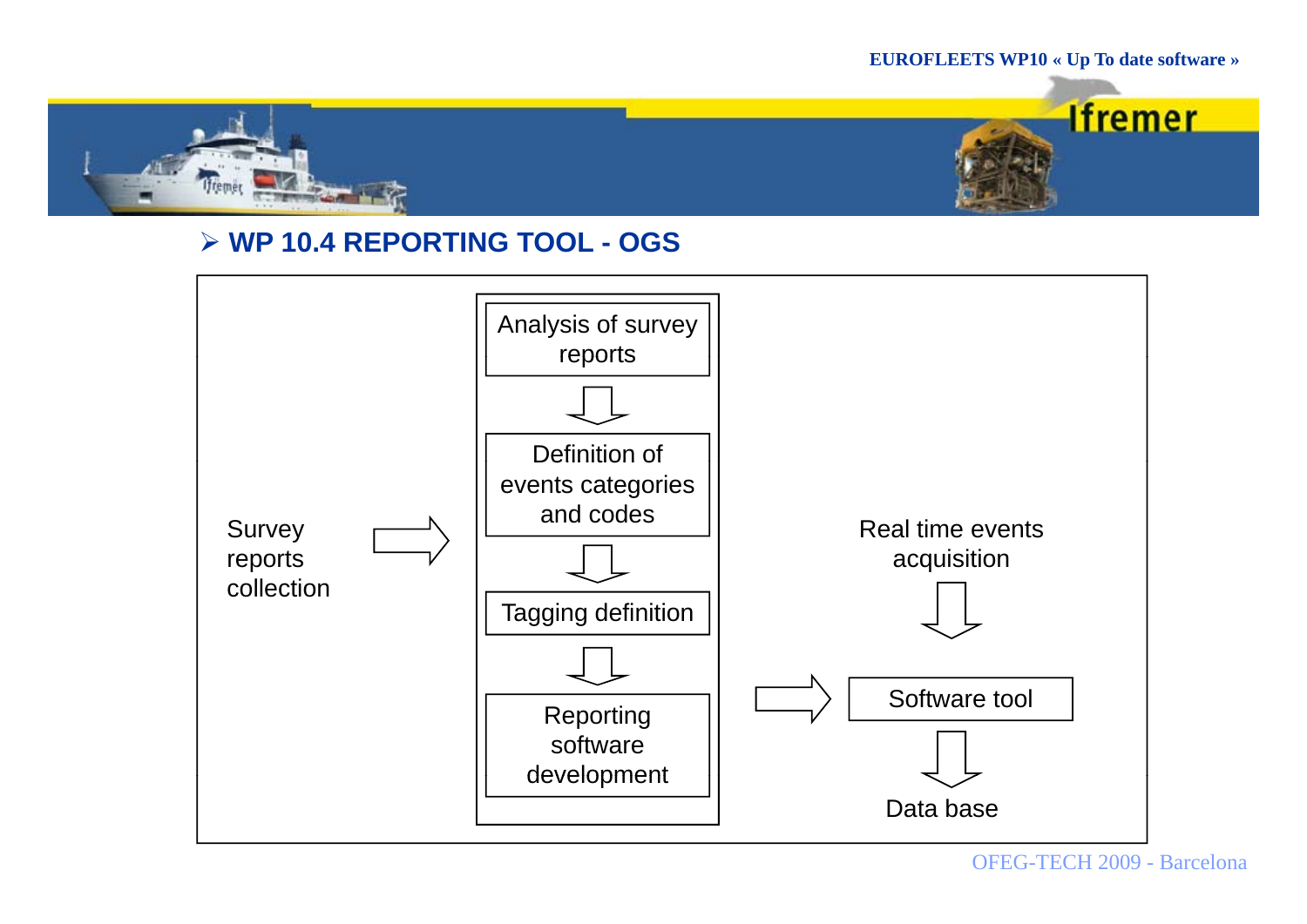## WP 10.4 REPORTING TOOL - OGS

Survey reports collection → [Analysis of survey reports → Definition of events categories and codes → Tagging definition → Reporting software development] → Software tool

Real time events acquisition → Software tool → Data base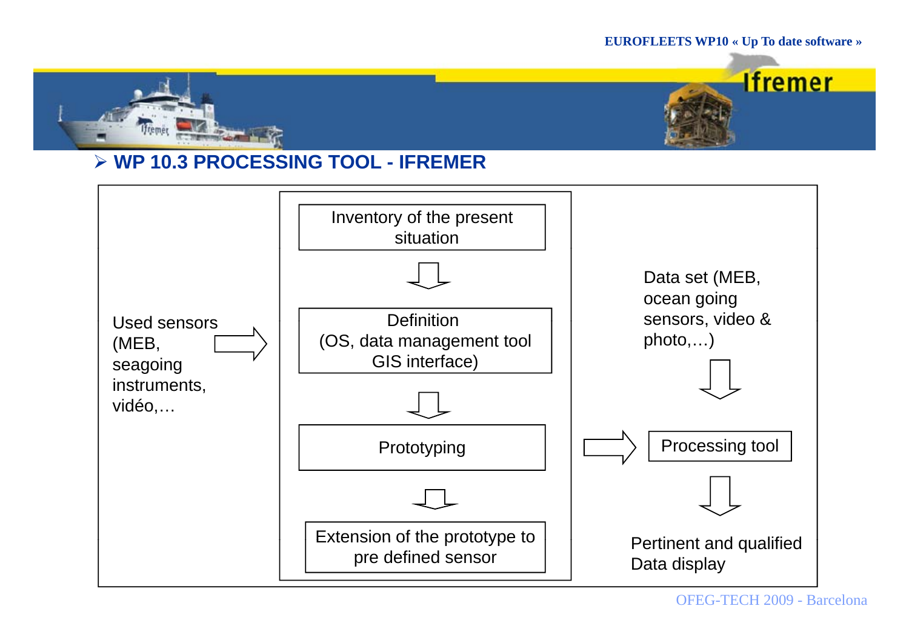## ➢ WP 10.3 PROCESSING TOOL - IFREMER

Used sensors (MEB, seagoing instruments, vidéo,…) ⇨

Inventory of the present situation

⇩

Definition (OS, data management tool GIS interface)

⇩

Prototyping

⇩

Extension of the prototype to pre defined sensor

⇨

Data set (MEB, ocean going sensors, video & photo,…)

⇩

Processing tool

⇩

Pertinent and qualified Data display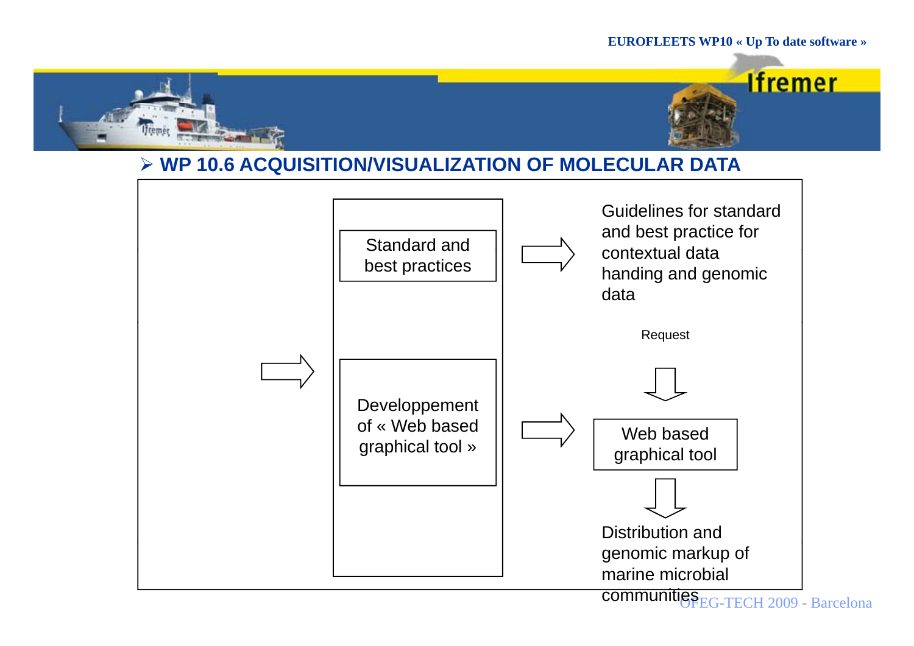## WP 10.6 ACQUISITION/VISUALIZATION OF MOLECULAR DATA

Standard and best practices

Guidelines for standard and best practice for contextual data handing and genomic data

Request

Developpement of « Web based graphical tool »

Web based graphical tool

Distribution and genomic markup of marine microbial communities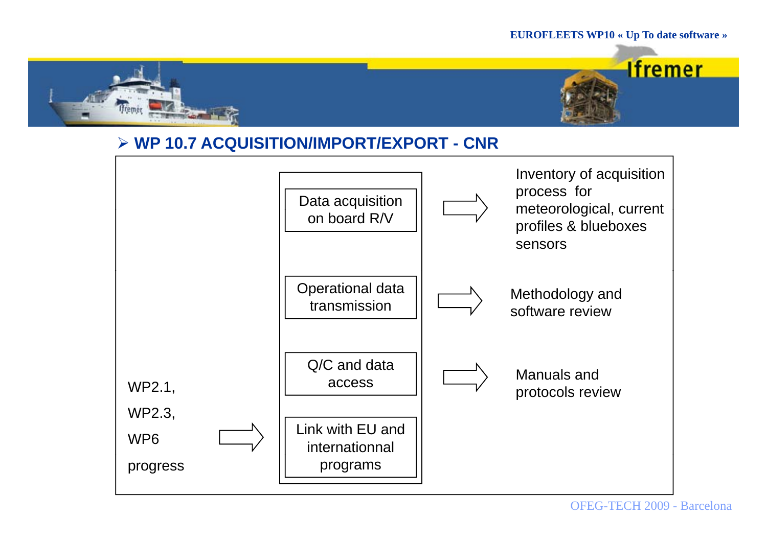## WP 10.7 ACQUISITION/IMPORT/EXPORT - CNR

- Data acquisition on board R/V ⇒ Inventory of acquisition process for meteorological, current profiles & blueboxes sensors
- Operational data transmission ⇒ Methodology and software review
- Q/C and data access ⇒ Manuals and protocols review
- Link with EU and internationnal programs

WP2.1, WP2.3, WP6 progress ⇒ Link with EU and internationnal programs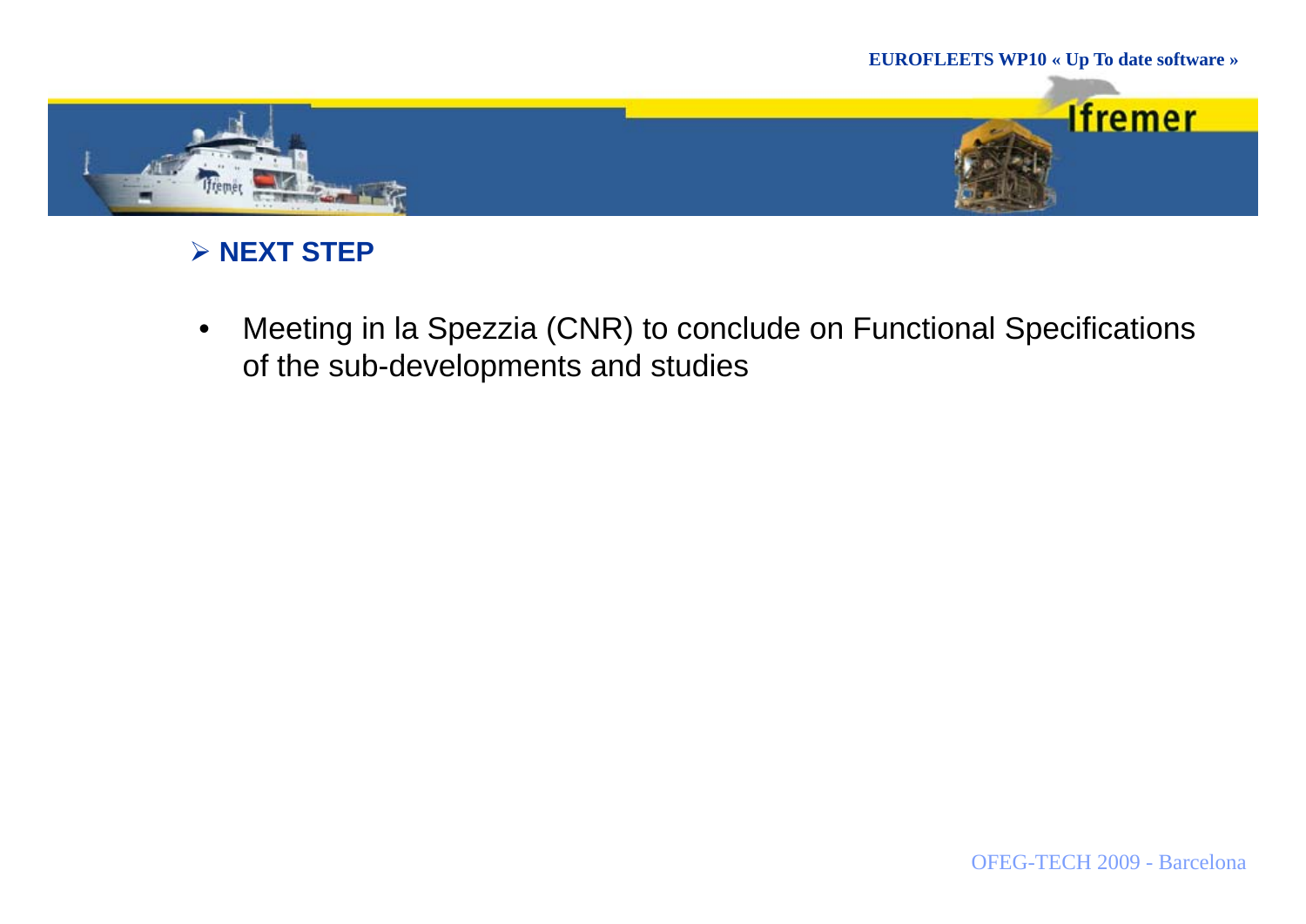## NEXT STEP

- Meeting in la Spezzia (CNR) to conclude on Functional Specifications of the sub-developments and studies